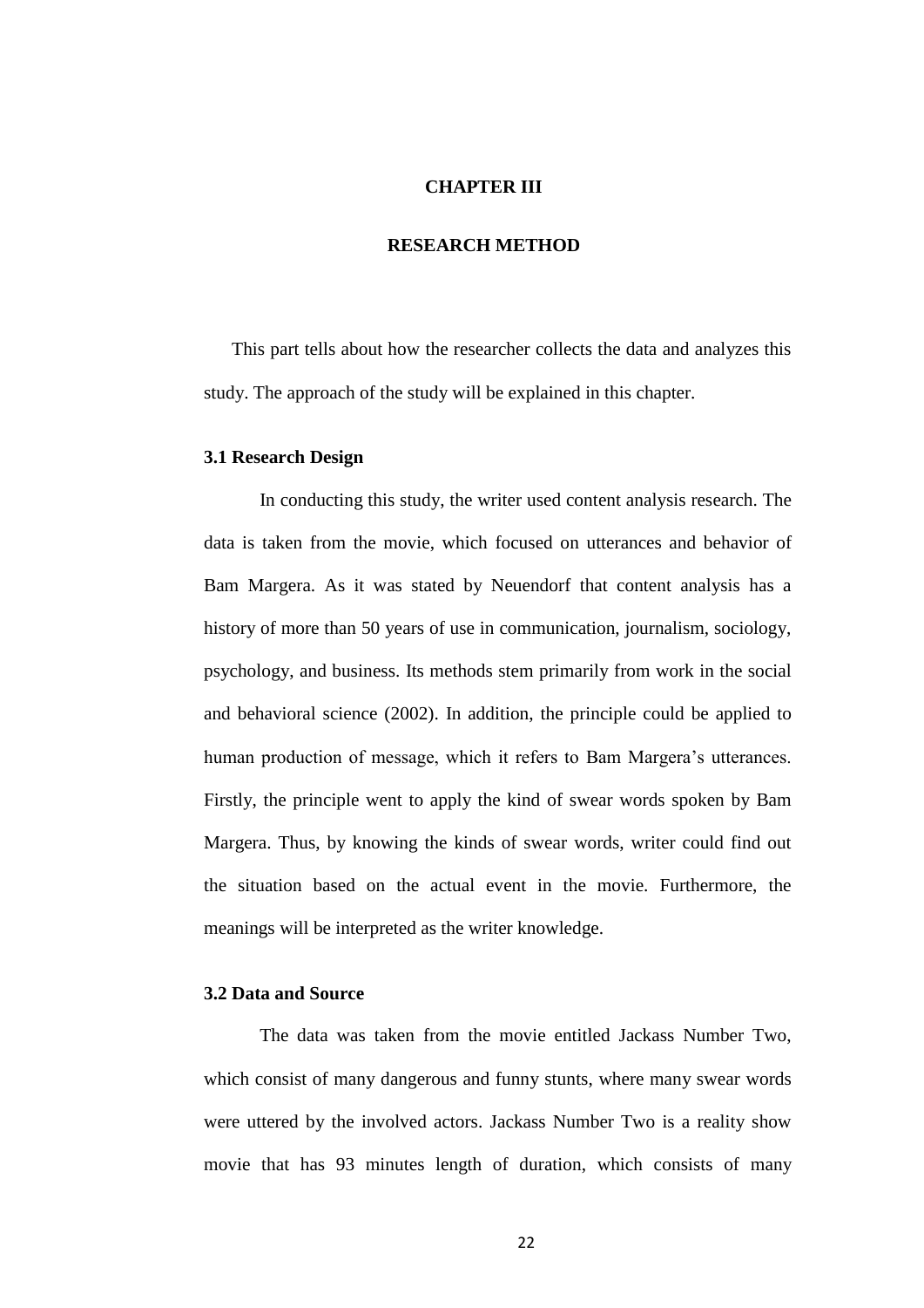# CHAPTER III

# RESEARCH METHOD

This part tells about how the researcher collects the data and analyzes this study. The approach of the study will be explained in this chapter.

### 3.1 Research Design

In conducting this study, the writer used content analysis research. The data is taken from the movie, which focused on utterances and behavior of Bam Margera. As it was stated by Neuendorf that content analysis has a history of more than 50 years of use in communication, journalism, sociology, psychology, and business. Its methods stem primarily from work in the social and behavioral science (2002). In addition, the principle could be applied to human production of message, which it refers to Bam Margera's utterances. Firstly, the principle went to apply the kind of swear words spoken by Bam Margera. Thus, by knowing the kinds of swear words, writer could find out the situation based on the actual event in the movie. Furthermore, the meanings will be interpreted as the writer knowledge.

### 3.2 Data and Source

The data was taken from the movie entitled Jackass Number Two, which consist of many dangerous and funny stunts, where many swear words were uttered by the involved actors. Jackass Number Two is a reality show movie that has 93 minutes length of duration, which consists of many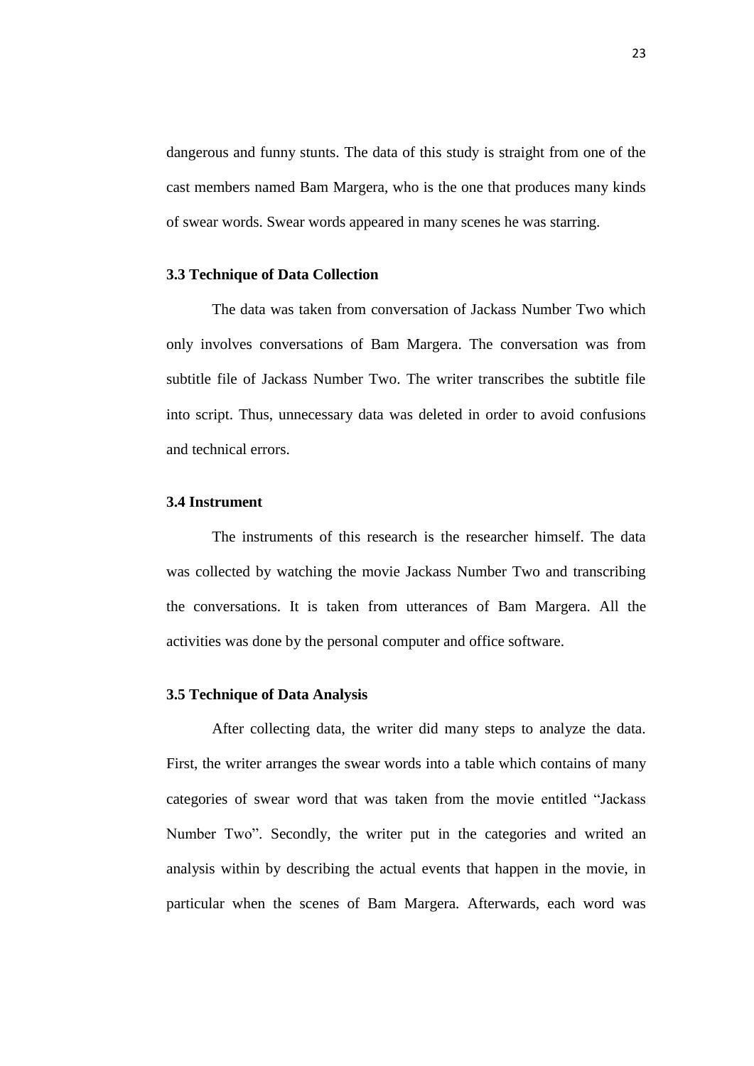dangerous and funny stunts. The data of this study is straight from one of the cast members named Bam Margera, who is the one that produces many kinds of swear words. Swear words appeared in many scenes he was starring.

### 3.3 Technique of Data Collection

The data was taken from conversation of Jackass Number Two which only involves conversations of Bam Margera. The conversation was from subtitle file of Jackass Number Two. The writer transcribes the subtitle file into script. Thus, unnecessary data was deleted in order to avoid confusions and technical errors.

### 3.4 Instrument

The instruments of this research is the researcher himself. The data was collected by watching the movie Jackass Number Two and transcribing the conversations. It is taken from utterances of Bam Margera. All the activities was done by the personal computer and office software.

### 3.5 Technique of Data Analysis

After collecting data, the writer did many steps to analyze the data. First, the writer arranges the swear words into a table which contains of many categories of swear word that was taken from the movie entitled "Jackass Number Two". Secondly, the writer put in the categories and writed an analysis within by describing the actual events that happen in the movie, in particular when the scenes of Bam Margera. Afterwards, each word was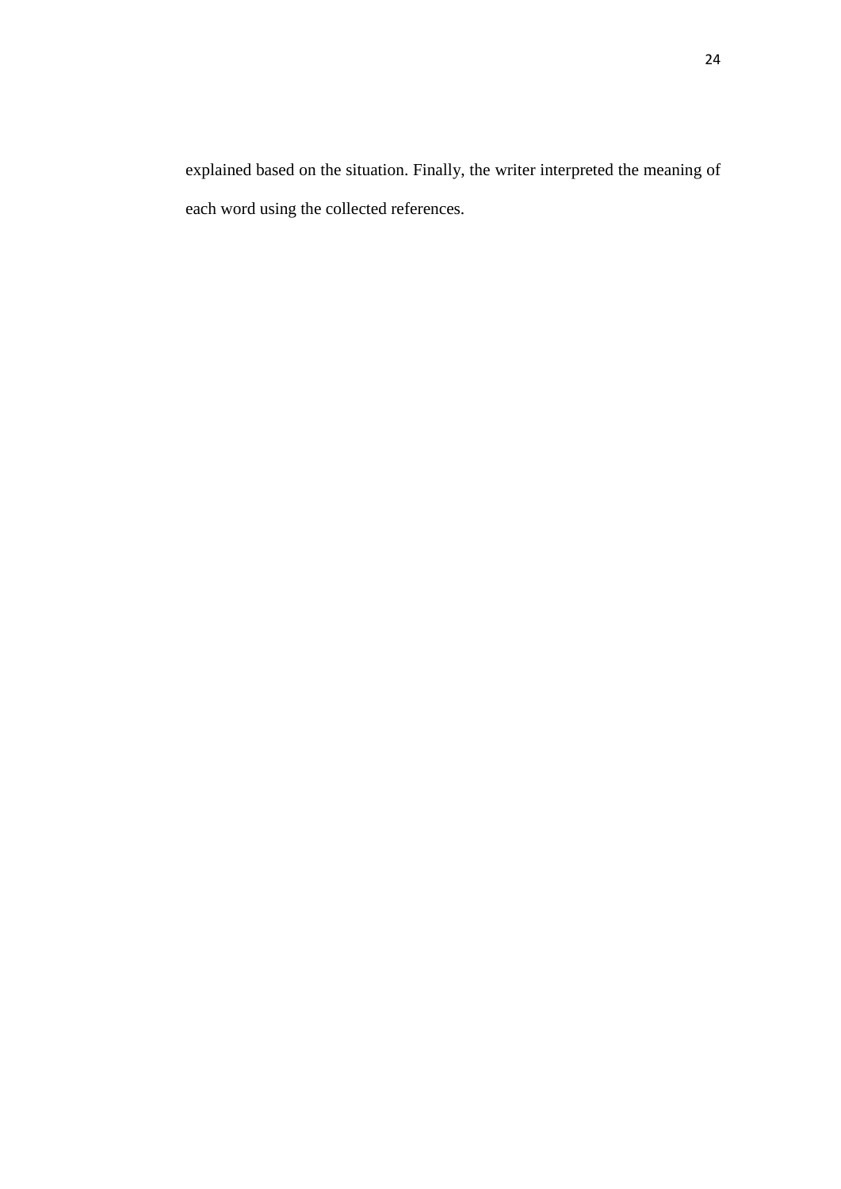explained based on the situation. Finally, the writer interpreted the meaning of each word using the collected references.